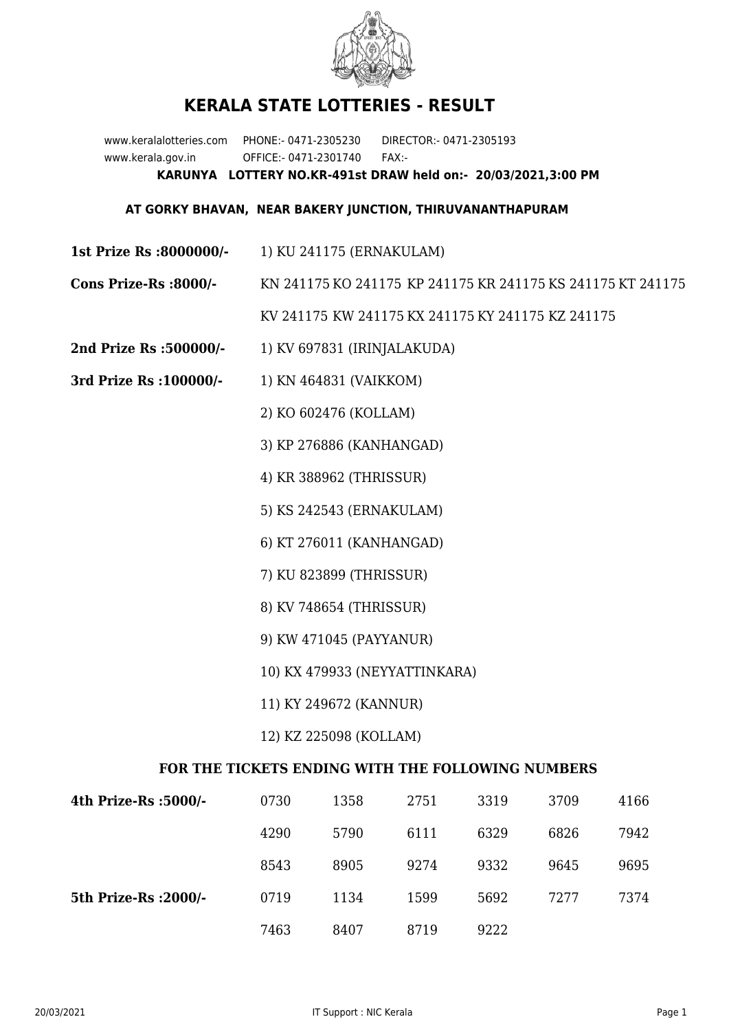# KERALA STATE LOTTERIES - RESULT

www.keralalotteries.com PHONE:- 0471-2305230 DIRECTOR:- 0471-2305193
www.kerala.gov.in OFFICE:- 0471-2301740 FAX:-

**KARUNYA LOTTERY NO.KR-491st DRAW held on:- 20/03/2021,3:00 PM**

**AT GORKY BHAVAN, NEAR BAKERY JUNCTION, THIRUVANANTHAPURAM**

**1st Prize Rs :8000000/-** 1) KU 241175 (ERNAKULAM)

**Cons Prize-Rs :8000/-** KN 241175 KO 241175 KP 241175 KR 241175 KS 241175 KT 241175 KV 241175 KW 241175 KX 241175 KY 241175 KZ 241175

**2nd Prize Rs :500000/-** 1) KV 697831 (IRINJALAKUDA)

**3rd Prize Rs :100000/-**

1) KN 464831 (VAIKKOM)
2) KO 602476 (KOLLAM)
3) KP 276886 (KANHANGAD)
4) KR 388962 (THRISSUR)
5) KS 242543 (ERNAKULAM)
6) KT 276011 (KANHANGAD)
7) KU 823899 (THRISSUR)
8) KV 748654 (THRISSUR)
9) KW 471045 (PAYYANUR)
10) KX 479933 (NEYYATTINKARA)
11) KY 249672 (KANNUR)
12) KZ 225098 (KOLLAM)

## FOR THE TICKETS ENDING WITH THE FOLLOWING NUMBERS

| | | | | | | |
|---|---|---|---|---|---|---|
| **4th Prize-Rs :5000/-** | 0730 | 1358 | 2751 | 3319 | 3709 | 4166 |
| | 4290 | 5790 | 6111 | 6329 | 6826 | 7942 |
| | 8543 | 8905 | 9274 | 9332 | 9645 | 9695 |
| **5th Prize-Rs :2000/-** | 0719 | 1134 | 1599 | 5692 | 7277 | 7374 |
| | 7463 | 8407 | 8719 | 9222 | | |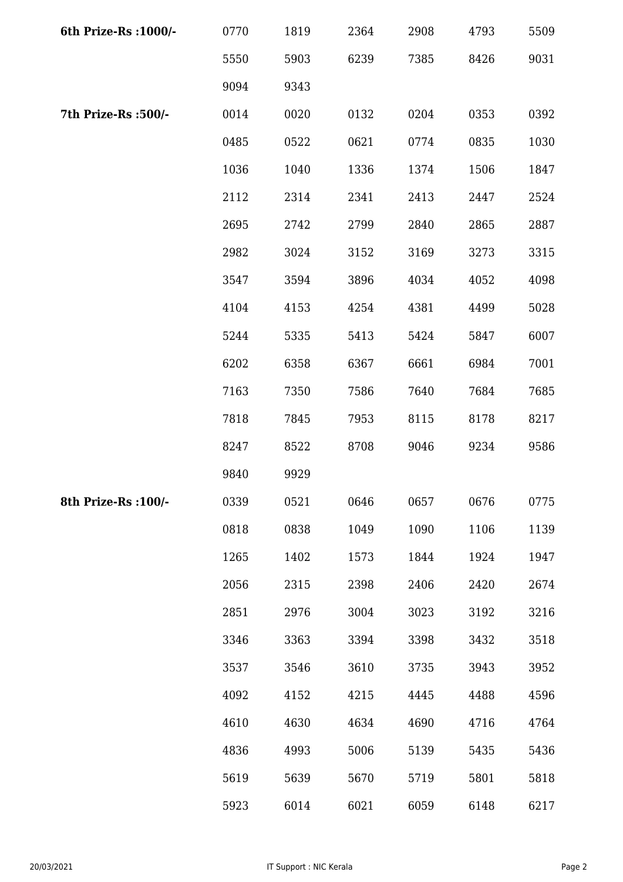| | | | | | | |
|---|---|---|---|---|---|---|
| **6th Prize-Rs :1000/-** | 0770 | 1819 | 2364 | 2908 | 4793 | 5509 |
| | 5550 | 5903 | 6239 | 7385 | 8426 | 9031 |
| | 9094 | 9343 | | | | |
| **7th Prize-Rs :500/-** | 0014 | 0020 | 0132 | 0204 | 0353 | 0392 |
| | 0485 | 0522 | 0621 | 0774 | 0835 | 1030 |
| | 1036 | 1040 | 1336 | 1374 | 1506 | 1847 |
| | 2112 | 2314 | 2341 | 2413 | 2447 | 2524 |
| | 2695 | 2742 | 2799 | 2840 | 2865 | 2887 |
| | 2982 | 3024 | 3152 | 3169 | 3273 | 3315 |
| | 3547 | 3594 | 3896 | 4034 | 4052 | 4098 |
| | 4104 | 4153 | 4254 | 4381 | 4499 | 5028 |
| | 5244 | 5335 | 5413 | 5424 | 5847 | 6007 |
| | 6202 | 6358 | 6367 | 6661 | 6984 | 7001 |
| | 7163 | 7350 | 7586 | 7640 | 7684 | 7685 |
| | 7818 | 7845 | 7953 | 8115 | 8178 | 8217 |
| | 8247 | 8522 | 8708 | 9046 | 9234 | 9586 |
| | 9840 | 9929 | | | | |
| **8th Prize-Rs :100/-** | 0339 | 0521 | 0646 | 0657 | 0676 | 0775 |
| | 0818 | 0838 | 1049 | 1090 | 1106 | 1139 |
| | 1265 | 1402 | 1573 | 1844 | 1924 | 1947 |
| | 2056 | 2315 | 2398 | 2406 | 2420 | 2674 |
| | 2851 | 2976 | 3004 | 3023 | 3192 | 3216 |
| | 3346 | 3363 | 3394 | 3398 | 3432 | 3518 |
| | 3537 | 3546 | 3610 | 3735 | 3943 | 3952 |
| | 4092 | 4152 | 4215 | 4445 | 4488 | 4596 |
| | 4610 | 4630 | 4634 | 4690 | 4716 | 4764 |
| | 4836 | 4993 | 5006 | 5139 | 5435 | 5436 |
| | 5619 | 5639 | 5670 | 5719 | 5801 | 5818 |
| | 5923 | 6014 | 6021 | 6059 | 6148 | 6217 |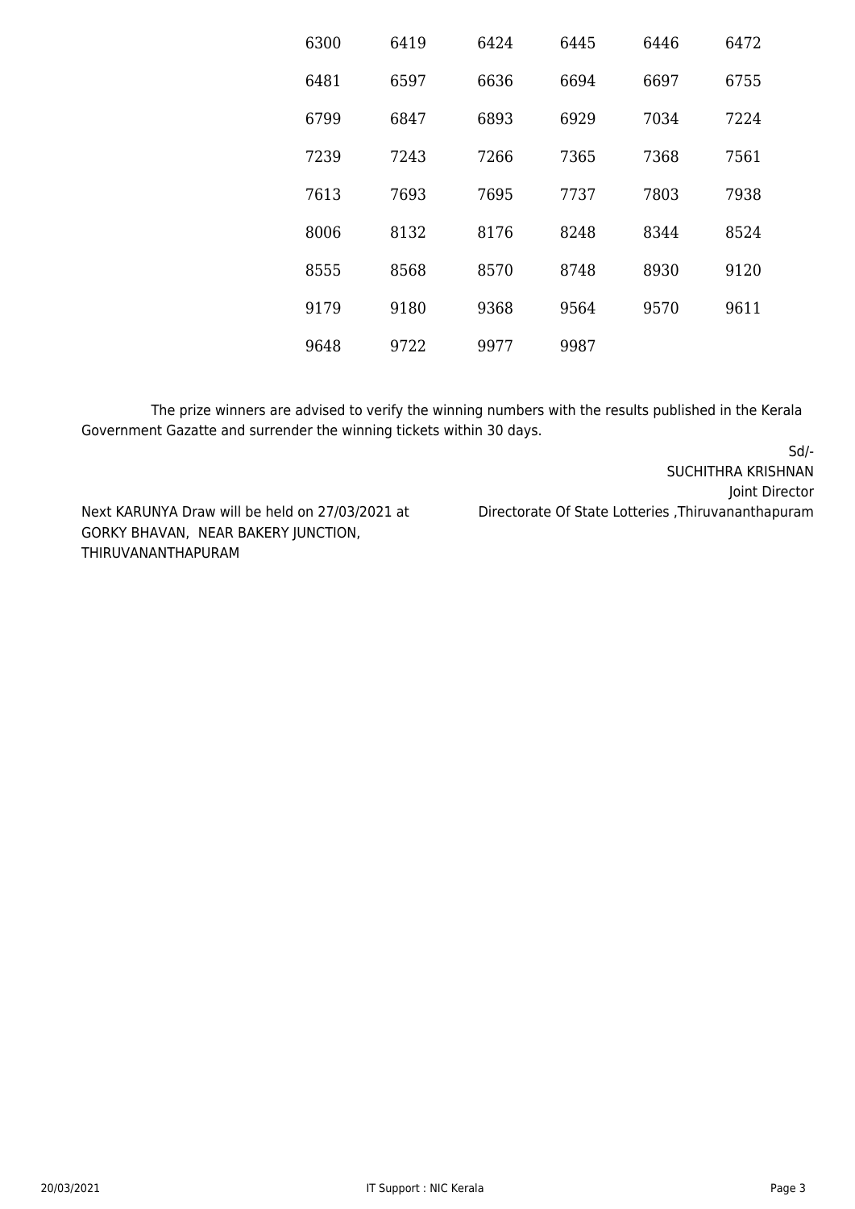| | | | | | |
|---|---|---|---|---|---|
| 6300 | 6419 | 6424 | 6445 | 6446 | 6472 |
| 6481 | 6597 | 6636 | 6694 | 6697 | 6755 |
| 6799 | 6847 | 6893 | 6929 | 7034 | 7224 |
| 7239 | 7243 | 7266 | 7365 | 7368 | 7561 |
| 7613 | 7693 | 7695 | 7737 | 7803 | 7938 |
| 8006 | 8132 | 8176 | 8248 | 8344 | 8524 |
| 8555 | 8568 | 8570 | 8748 | 8930 | 9120 |
| 9179 | 9180 | 9368 | 9564 | 9570 | 9611 |
| 9648 | 9722 | 9977 | 9987 | | |

The prize winners are advised to verify the winning numbers with the results published in the Kerala Government Gazatte and surrender the winning tickets within 30 days.

Sd/-
SUCHITHRA KRISHNAN
Joint Director
Directorate Of State Lotteries ,Thiruvananthapuram

Next KARUNYA Draw will be held on 27/03/2021 at GORKY BHAVAN, NEAR BAKERY JUNCTION, THIRUVANANTHAPURAM

20/03/2021 IT Support : NIC Kerala